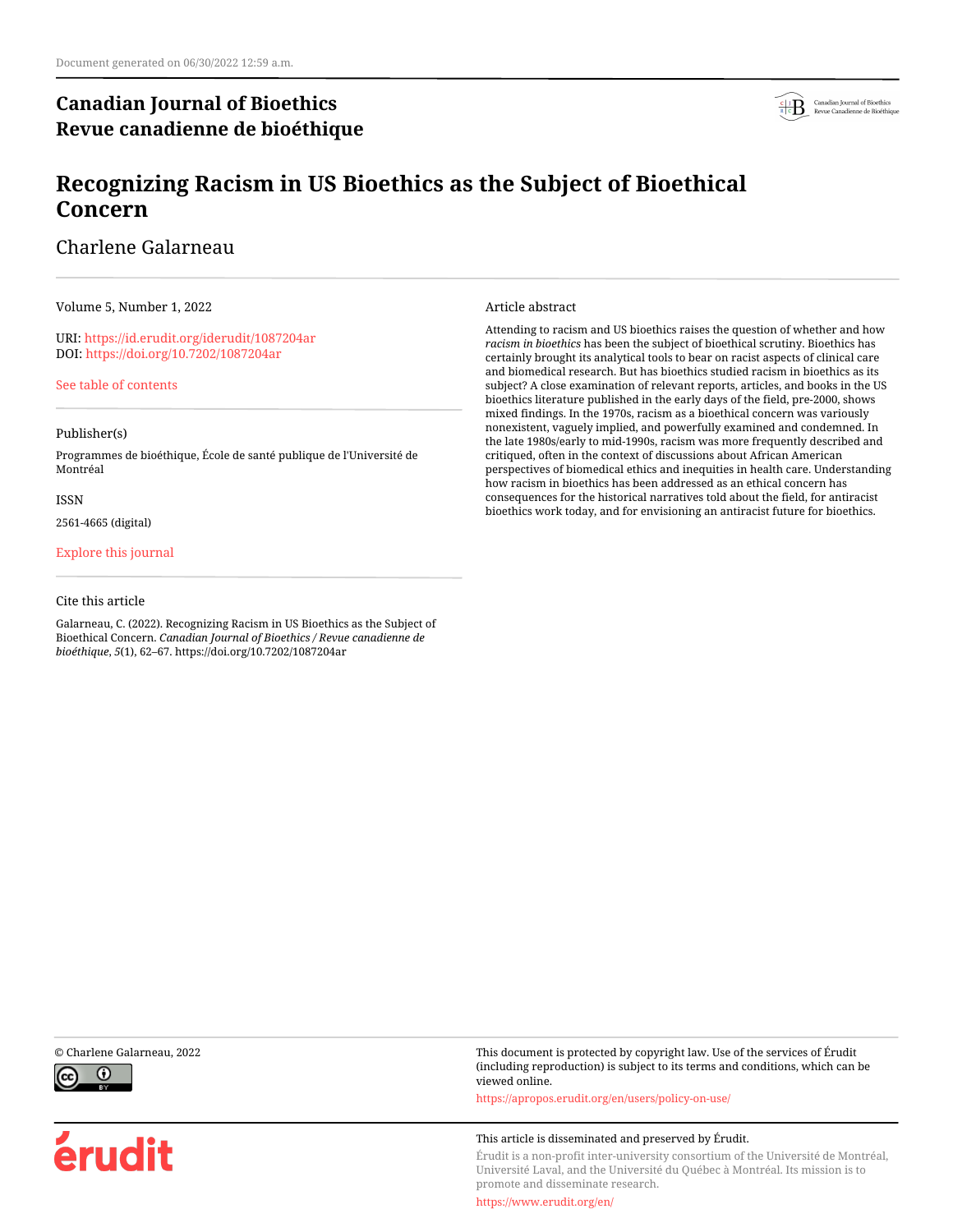Document generated on 06/30/2022 12:59 a.m.

**Canadian Journal of Bioethics**
**Revue canadienne de bioéthique**

# Recognizing Racism in US Bioethics as the Subject of Bioethical Concern

Charlene Galarneau

Volume 5, Number 1, 2022

URI: https://id.erudit.org/iderudit/1087204ar
DOI: https://doi.org/10.7202/1087204ar

See table of contents

Publisher(s)

Programmes de bioéthique, École de santé publique de l'Université de Montréal

ISSN

2561-4665 (digital)

Explore this journal

Cite this article

Galarneau, C. (2022). Recognizing Racism in US Bioethics as the Subject of Bioethical Concern. *Canadian Journal of Bioethics / Revue canadienne de bioéthique*, *5*(1), 62–67. https://doi.org/10.7202/1087204ar

Article abstract

Attending to racism and US bioethics raises the question of whether and how *racism in bioethics* has been the subject of bioethical scrutiny. Bioethics has certainly brought its analytical tools to bear on racist aspects of clinical care and biomedical research. But has bioethics studied racism in bioethics as its subject? A close examination of relevant reports, articles, and books in the US bioethics literature published in the early days of the field, pre-2000, shows mixed findings. In the 1970s, racism as a bioethical concern was variously nonexistent, vaguely implied, and powerfully examined and condemned. In the late 1980s/early to mid-1990s, racism was more frequently described and critiqued, often in the context of discussions about African American perspectives of biomedical ethics and inequities in health care. Understanding how racism in bioethics has been addressed as an ethical concern has consequences for the historical narratives told about the field, for antiracist bioethics work today, and for envisioning an antiracist future for bioethics.

© Charlene Galarneau, 2022

This document is protected by copyright law. Use of the services of Érudit (including reproduction) is subject to its terms and conditions, which can be viewed online.

https://apropos.erudit.org/en/users/policy-on-use/

This article is disseminated and preserved by Érudit.

Érudit is a non-profit inter-university consortium of the Université de Montréal, Université Laval, and the Université du Québec à Montréal. Its mission is to promote and disseminate research.

https://www.erudit.org/en/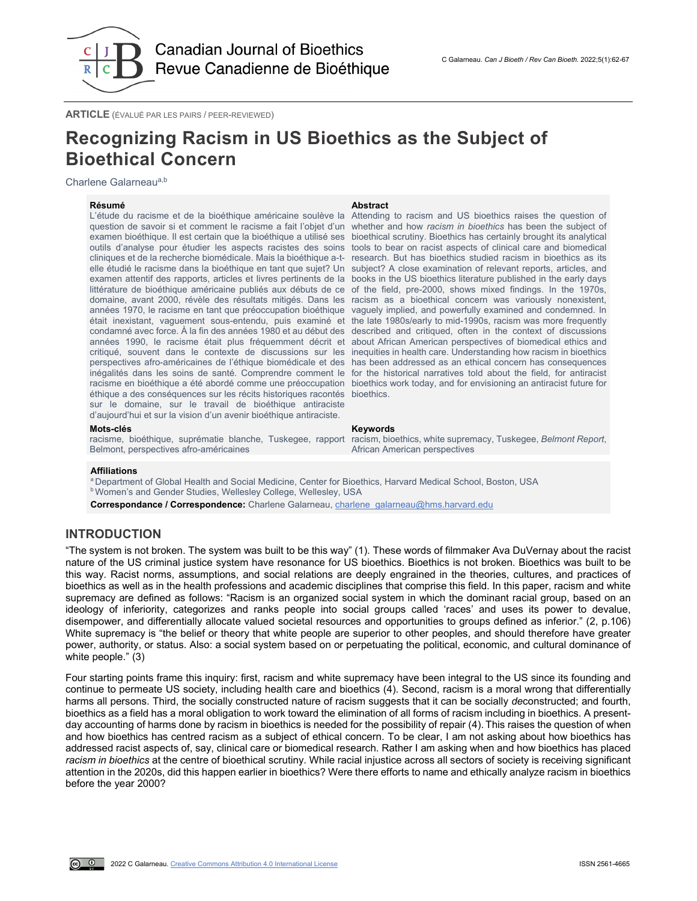ARTICLE (ÉVALUÉ PAR LES PAIRS / PEER-REVIEWED)

# Recognizing Racism in US Bioethics as the Subject of Bioethical Concern

Charlene Galarneau[a,b]

**Résumé**

L'étude du racisme et de la bioéthique américaine soulève la question de savoir si et comment le racisme a fait l'objet d'un examen bioéthique. Il est certain que la bioéthique a utilisé ses outils d'analyse pour étudier les aspects racistes des soins cliniques et de la recherche biomédicale. Mais la bioéthique a-t-elle étudié le racisme dans la bioéthique en tant que sujet? Un examen attentif des rapports, articles et livres pertinents de la littérature de bioéthique américaine publiés aux débuts de ce domaine, avant 2000, révèle des résultats mitigés. Dans les années 1970, le racisme en tant que préoccupation bioéthique était inexistant, vaguement sous-entendu, puis examiné et condamné avec force. À la fin des années 1980 et au début des années 1990, le racisme était plus fréquemment décrit et critiqué, souvent dans le contexte de discussions sur les perspectives afro-américaines de l'éthique biomédicale et des inégalités dans les soins de santé. Comprendre comment le racisme en bioéthique a été abordé comme une préoccupation éthique a des conséquences sur les récits historiques racontés sur le domaine, sur le travail de bioéthique antiraciste d'aujourd'hui et sur la vision d'un avenir bioéthique antiraciste.

**Mots-clés**

racisme, bioéthique, suprématie blanche, Tuskegee, rapport Belmont, perspectives afro-américaines

**Abstract**

Attending to racism and US bioethics raises the question of whether and how *racism in bioethics* has been the subject of bioethical scrutiny. Bioethics has certainly brought its analytical tools to bear on racist aspects of clinical care and biomedical research. But has bioethics studied racism in bioethics as its subject? A close examination of relevant reports, articles, and books in the US bioethics literature published in the early days of the field, pre-2000, shows mixed findings. In the 1970s, racism as a bioethical concern was variously nonexistent, vaguely implied, and powerfully examined and condemned. In the late 1980s/early to mid-1990s, racism was more frequently described and critiqued, often in the context of discussions about African American perspectives of biomedical ethics and inequities in health care. Understanding how racism in bioethics has been addressed as an ethical concern has consequences for the historical narratives told about the field, for antiracist bioethics work today, and for envisioning an antiracist future for bioethics.

**Keywords**

racism, bioethics, white supremacy, Tuskegee, *Belmont Report*, African American perspectives

**Affiliations**

[a] Department of Global Health and Social Medicine, Center for Bioethics, Harvard Medical School, Boston, USA
[b] Women's and Gender Studies, Wellesley College, Wellesley, USA

**Correspondance / Correspondence:** Charlene Galarneau, charlene_galarneau@hms.harvard.edu

## INTRODUCTION

"The system is not broken. The system was built to be this way" (1). These words of filmmaker Ava DuVernay about the racist nature of the US criminal justice system have resonance for US bioethics. Bioethics is not broken. Bioethics was built to be this way. Racist norms, assumptions, and social relations are deeply engrained in the theories, cultures, and practices of bioethics as well as in the health professions and academic disciplines that comprise this field. In this paper, racism and white supremacy are defined as follows: "Racism is an organized social system in which the dominant racial group, based on an ideology of inferiority, categorizes and ranks people into social groups called 'races' and uses its power to devalue, disempower, and differentially allocate valued societal resources and opportunities to groups defined as inferior." (2, p.106) White supremacy is "the belief or theory that white people are superior to other peoples, and should therefore have greater power, authority, or status. Also: a social system based on or perpetuating the political, economic, and cultural dominance of white people." (3)

Four starting points frame this inquiry: first, racism and white supremacy have been integral to the US since its founding and continue to permeate US society, including health care and bioethics (4). Second, racism is a moral wrong that differentially harms all persons. Third, the socially constructed nature of racism suggests that it can be socially *de*constructed; and fourth, bioethics as a field has a moral obligation to work toward the elimination of all forms of racism including in bioethics. A present-day accounting of harms done by racism in bioethics is needed for the possibility of repair (4). This raises the question of when and how bioethics has centred racism as a subject of ethical concern. To be clear, I am not asking about how bioethics has addressed racist aspects of, say, clinical care or biomedical research. Rather I am asking when and how bioethics has placed *racism in bioethics* at the centre of bioethical scrutiny. While racial injustice across all sectors of society is receiving significant attention in the 2020s, did this happen earlier in bioethics? Were there efforts to name and ethically analyze racism in bioethics before the year 2000?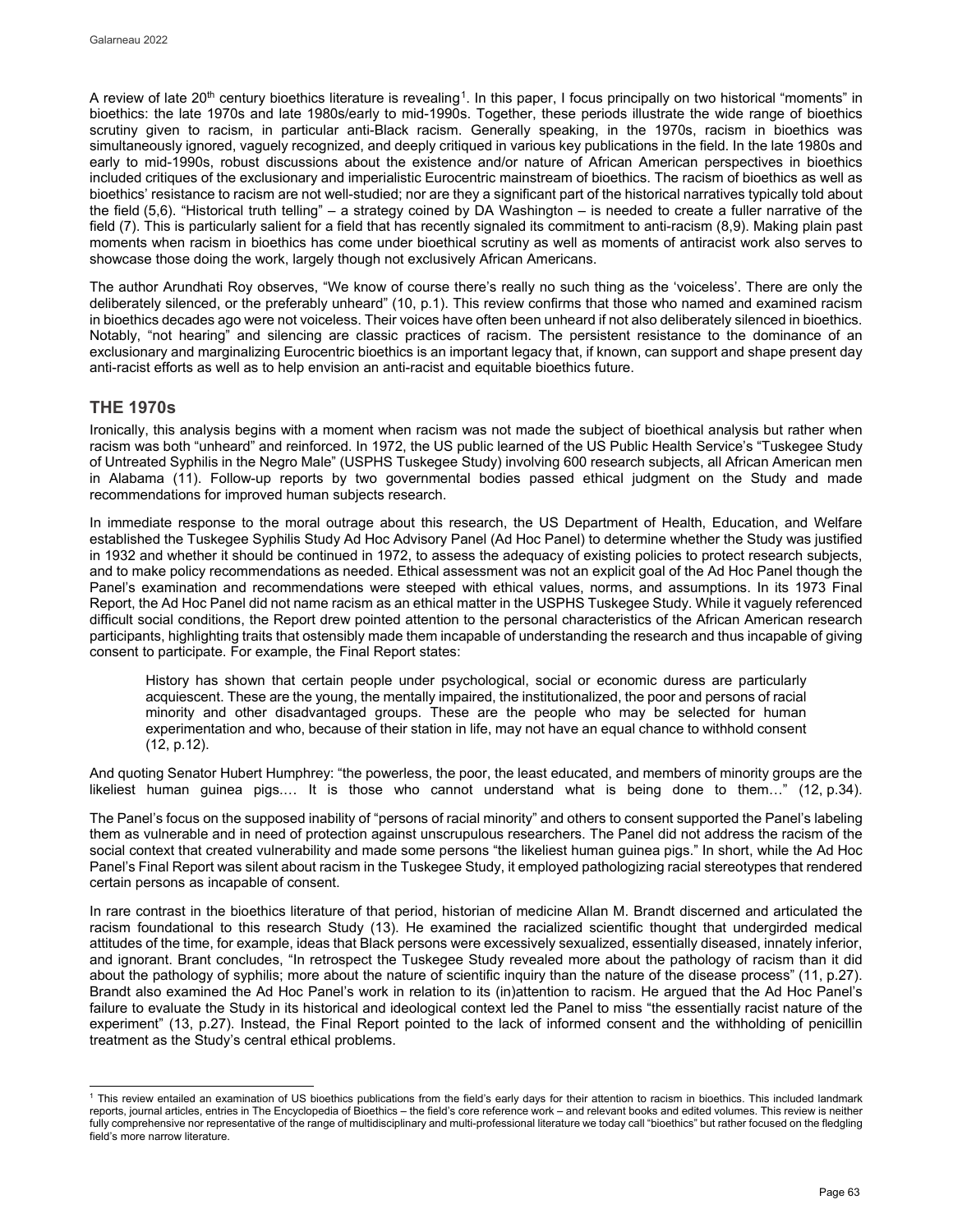A review of late 20th century bioethics literature is revealing[1]. In this paper, I focus principally on two historical "moments" in bioethics: the late 1970s and late 1980s/early to mid-1990s. Together, these periods illustrate the wide range of bioethics scrutiny given to racism, in particular anti-Black racism. Generally speaking, in the 1970s, racism in bioethics was simultaneously ignored, vaguely recognized, and deeply critiqued in various key publications in the field. In the late 1980s and early to mid-1990s, robust discussions about the existence and/or nature of African American perspectives in bioethics included critiques of the exclusionary and imperialistic Eurocentric mainstream of bioethics. The racism of bioethics as well as bioethics' resistance to racism are not well-studied; nor are they a significant part of the historical narratives typically told about the field (5,6). "Historical truth telling" – a strategy coined by DA Washington – is needed to create a fuller narrative of the field (7). This is particularly salient for a field that has recently signaled its commitment to anti-racism (8,9). Making plain past moments when racism in bioethics has come under bioethical scrutiny as well as moments of antiracist work also serves to showcase those doing the work, largely though not exclusively African Americans.

The author Arundhati Roy observes, "We know of course there's really no such thing as the 'voiceless'. There are only the deliberately silenced, or the preferably unheard" (10, p.1). This review confirms that those who named and examined racism in bioethics decades ago were not voiceless. Their voices have often been unheard if not also deliberately silenced in bioethics. Notably, "not hearing" and silencing are classic practices of racism. The persistent resistance to the dominance of an exclusionary and marginalizing Eurocentric bioethics is an important legacy that, if known, can support and shape present day anti-racist efforts as well as to help envision an anti-racist and equitable bioethics future.

## THE 1970s

Ironically, this analysis begins with a moment when racism was not made the subject of bioethical analysis but rather when racism was both "unheard" and reinforced. In 1972, the US public learned of the US Public Health Service's "Tuskegee Study of Untreated Syphilis in the Negro Male" (USPHS Tuskegee Study) involving 600 research subjects, all African American men in Alabama (11). Follow-up reports by two governmental bodies passed ethical judgment on the Study and made recommendations for improved human subjects research.

In immediate response to the moral outrage about this research, the US Department of Health, Education, and Welfare established the Tuskegee Syphilis Study Ad Hoc Advisory Panel (Ad Hoc Panel) to determine whether the Study was justified in 1932 and whether it should be continued in 1972, to assess the adequacy of existing policies to protect research subjects, and to make policy recommendations as needed. Ethical assessment was not an explicit goal of the Ad Hoc Panel though the Panel's examination and recommendations were steeped with ethical values, norms, and assumptions. In its 1973 Final Report, the Ad Hoc Panel did not name racism as an ethical matter in the USPHS Tuskegee Study. While it vaguely referenced difficult social conditions, the Report drew pointed attention to the personal characteristics of the African American research participants, highlighting traits that ostensibly made them incapable of understanding the research and thus incapable of giving consent to participate. For example, the Final Report states:

> History has shown that certain people under psychological, social or economic duress are particularly acquiescent. These are the young, the mentally impaired, the institutionalized, the poor and persons of racial minority and other disadvantaged groups. These are the people who may be selected for human experimentation and who, because of their station in life, may not have an equal chance to withhold consent (12, p.12).

And quoting Senator Hubert Humphrey: "the powerless, the poor, the least educated, and members of minority groups are the likeliest human guinea pigs.… It is those who cannot understand what is being done to them…" (12, p.34).

The Panel's focus on the supposed inability of "persons of racial minority" and others to consent supported the Panel's labeling them as vulnerable and in need of protection against unscrupulous researchers. The Panel did not address the racism of the social context that created vulnerability and made some persons "the likeliest human guinea pigs." In short, while the Ad Hoc Panel's Final Report was silent about racism in the Tuskegee Study, it employed pathologizing racial stereotypes that rendered certain persons as incapable of consent.

In rare contrast in the bioethics literature of that period, historian of medicine Allan M. Brandt discerned and articulated the racism foundational to this research Study (13). He examined the racialized scientific thought that undergirded medical attitudes of the time, for example, ideas that Black persons were excessively sexualized, essentially diseased, innately inferior, and ignorant. Brant concludes, "In retrospect the Tuskegee Study revealed more about the pathology of racism than it did about the pathology of syphilis; more about the nature of scientific inquiry than the nature of the disease process" (11, p.27). Brandt also examined the Ad Hoc Panel's work in relation to its (in)attention to racism. He argued that the Ad Hoc Panel's failure to evaluate the Study in its historical and ideological context led the Panel to miss "the essentially racist nature of the experiment" (13, p.27). Instead, the Final Report pointed to the lack of informed consent and the withholding of penicillin treatment as the Study's central ethical problems.

---

[1] This review entailed an examination of US bioethics publications from the field's early days for their attention to racism in bioethics. This included landmark reports, journal articles, entries in The Encyclopedia of Bioethics – the field's core reference work – and relevant books and edited volumes. This review is neither fully comprehensive nor representative of the range of multidisciplinary and multi-professional literature we today call "bioethics" but rather focused on the fledgling field's more narrow literature.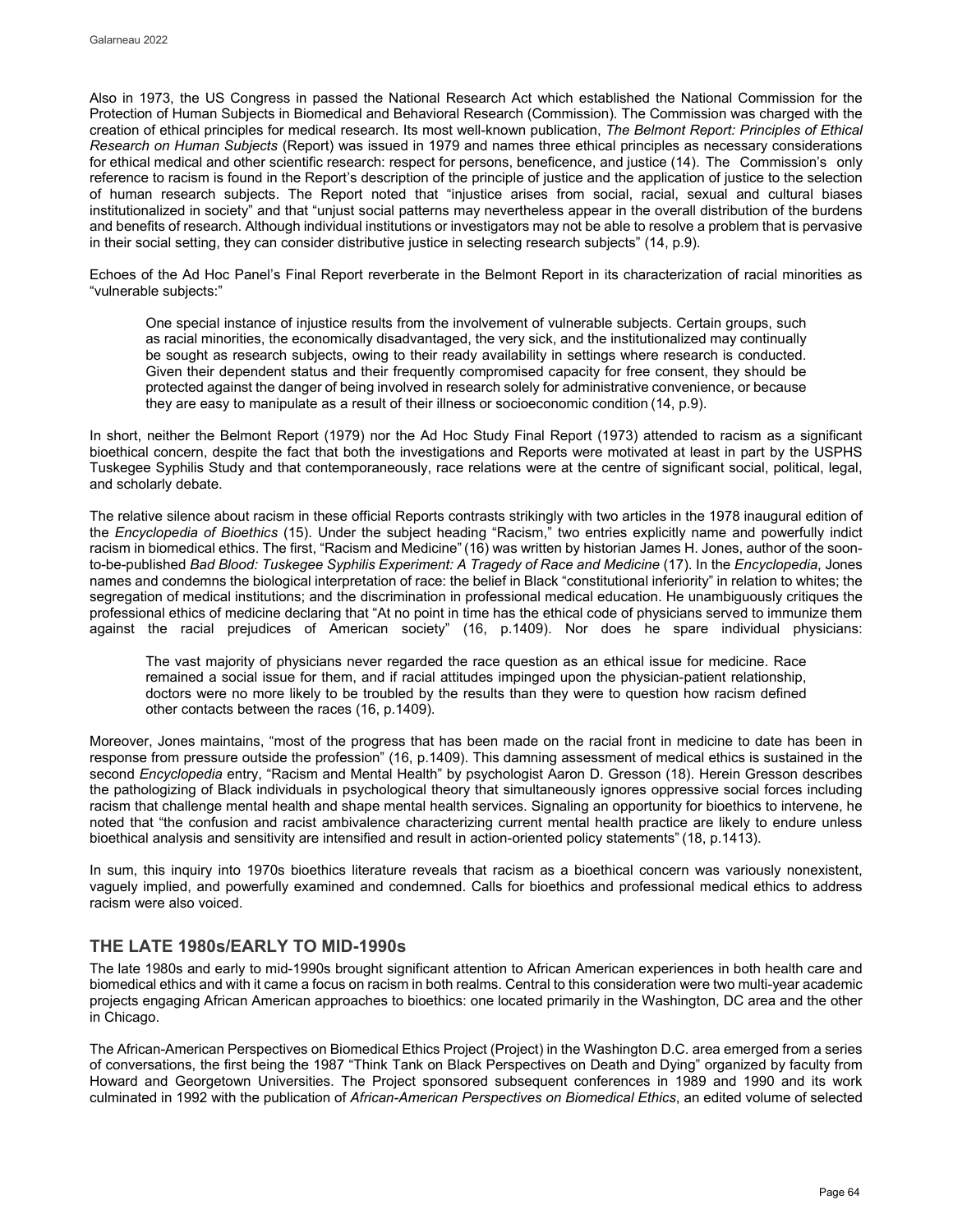Also in 1973, the US Congress in passed the National Research Act which established the National Commission for the Protection of Human Subjects in Biomedical and Behavioral Research (Commission). The Commission was charged with the creation of ethical principles for medical research. Its most well-known publication, *The Belmont Report: Principles of Ethical Research on Human Subjects* (Report) was issued in 1979 and names three ethical principles as necessary considerations for ethical medical and other scientific research: respect for persons, beneficence, and justice (14). The Commission's only reference to racism is found in the Report's description of the principle of justice and the application of justice to the selection of human research subjects. The Report noted that "injustice arises from social, racial, sexual and cultural biases institutionalized in society" and that "unjust social patterns may nevertheless appear in the overall distribution of the burdens and benefits of research. Although individual institutions or investigators may not be able to resolve a problem that is pervasive in their social setting, they can consider distributive justice in selecting research subjects" (14, p.9).

Echoes of the Ad Hoc Panel's Final Report reverberate in the Belmont Report in its characterization of racial minorities as "vulnerable subjects:"

> One special instance of injustice results from the involvement of vulnerable subjects. Certain groups, such as racial minorities, the economically disadvantaged, the very sick, and the institutionalized may continually be sought as research subjects, owing to their ready availability in settings where research is conducted. Given their dependent status and their frequently compromised capacity for free consent, they should be protected against the danger of being involved in research solely for administrative convenience, or because they are easy to manipulate as a result of their illness or socioeconomic condition (14, p.9).

In short, neither the Belmont Report (1979) nor the Ad Hoc Study Final Report (1973) attended to racism as a significant bioethical concern, despite the fact that both the investigations and Reports were motivated at least in part by the USPHS Tuskegee Syphilis Study and that contemporaneously, race relations were at the centre of significant social, political, legal, and scholarly debate.

The relative silence about racism in these official Reports contrasts strikingly with two articles in the 1978 inaugural edition of the *Encyclopedia of Bioethics* (15). Under the subject heading "Racism," two entries explicitly name and powerfully indict racism in biomedical ethics. The first, "Racism and Medicine" (16) was written by historian James H. Jones, author of the soon-to-be-published *Bad Blood: Tuskegee Syphilis Experiment: A Tragedy of Race and Medicine* (17). In the *Encyclopedia*, Jones names and condemns the biological interpretation of race: the belief in Black "constitutional inferiority" in relation to whites; the segregation of medical institutions; and the discrimination in professional medical education. He unambiguously critiques the professional ethics of medicine declaring that "At no point in time has the ethical code of physicians served to immunize them against the racial prejudices of American society" (16, p.1409). Nor does he spare individual physicians:

> The vast majority of physicians never regarded the race question as an ethical issue for medicine. Race remained a social issue for them, and if racial attitudes impinged upon the physician-patient relationship, doctors were no more likely to be troubled by the results than they were to question how racism defined other contacts between the races (16, p.1409).

Moreover, Jones maintains, "most of the progress that has been made on the racial front in medicine to date has been in response from pressure outside the profession" (16, p.1409). This damning assessment of medical ethics is sustained in the second *Encyclopedia* entry, "Racism and Mental Health" by psychologist Aaron D. Gresson (18). Herein Gresson describes the pathologizing of Black individuals in psychological theory that simultaneously ignores oppressive social forces including racism that challenge mental health and shape mental health services. Signaling an opportunity for bioethics to intervene, he noted that "the confusion and racist ambivalence characterizing current mental health practice are likely to endure unless bioethical analysis and sensitivity are intensified and result in action-oriented policy statements" (18, p.1413).

In sum, this inquiry into 1970s bioethics literature reveals that racism as a bioethical concern was variously nonexistent, vaguely implied, and powerfully examined and condemned. Calls for bioethics and professional medical ethics to address racism were also voiced.

## THE LATE 1980s/EARLY TO MID-1990s

The late 1980s and early to mid-1990s brought significant attention to African American experiences in both health care and biomedical ethics and with it came a focus on racism in both realms. Central to this consideration were two multi-year academic projects engaging African American approaches to bioethics: one located primarily in the Washington, DC area and the other in Chicago.

The African-American Perspectives on Biomedical Ethics Project (Project) in the Washington D.C. area emerged from a series of conversations, the first being the 1987 "Think Tank on Black Perspectives on Death and Dying" organized by faculty from Howard and Georgetown Universities. The Project sponsored subsequent conferences in 1989 and 1990 and its work culminated in 1992 with the publication of *African-American Perspectives on Biomedical Ethics*, an edited volume of selected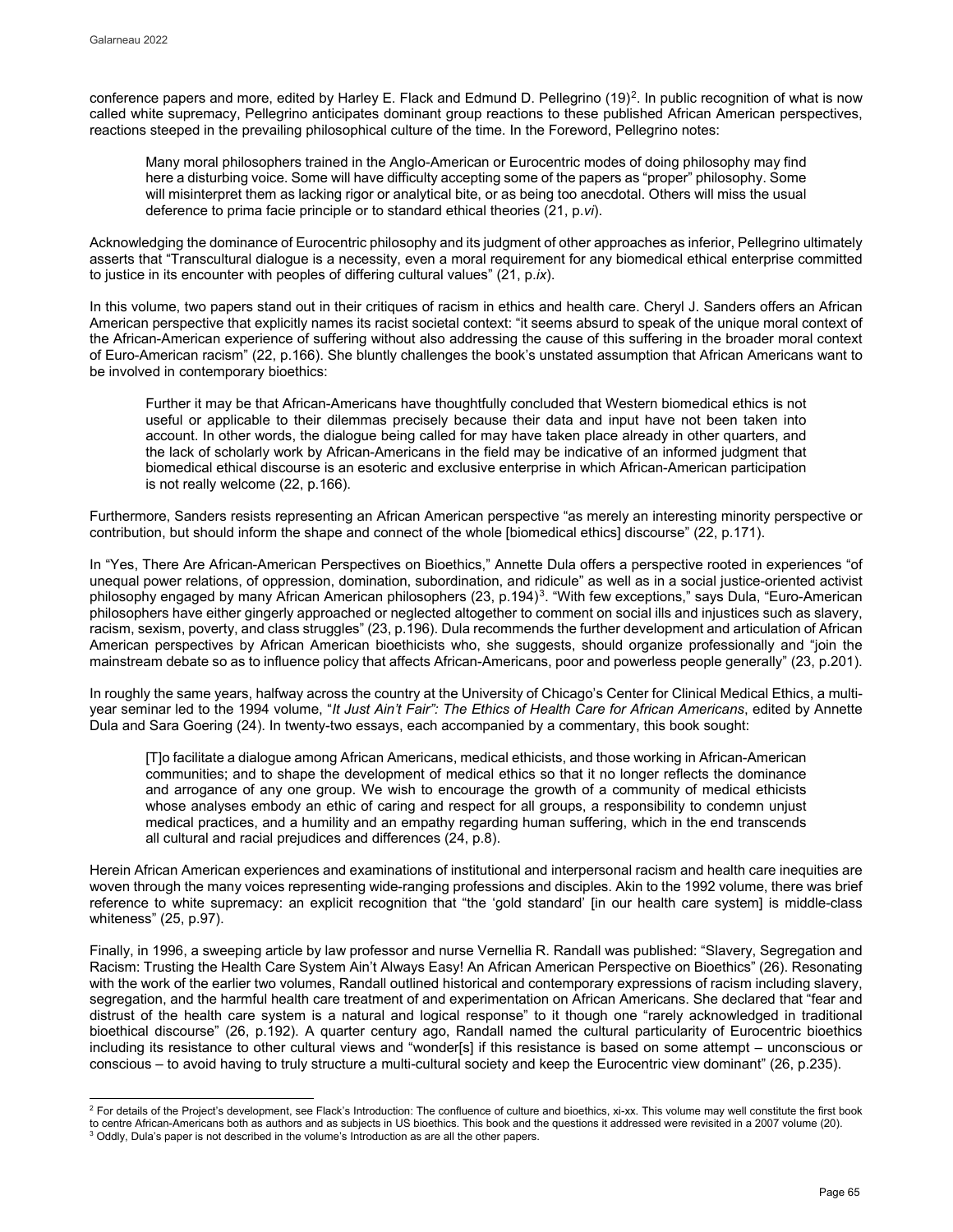conference papers and more, edited by Harley E. Flack and Edmund D. Pellegrino (19)[2]. In public recognition of what is now called white supremacy, Pellegrino anticipates dominant group reactions to these published African American perspectives, reactions steeped in the prevailing philosophical culture of the time. In the Foreword, Pellegrino notes:

> Many moral philosophers trained in the Anglo-American or Eurocentric modes of doing philosophy may find here a disturbing voice. Some will have difficulty accepting some of the papers as "proper" philosophy. Some will misinterpret them as lacking rigor or analytical bite, or as being too anecdotal. Others will miss the usual deference to prima facie principle or to standard ethical theories (21, p.*vi*).

Acknowledging the dominance of Eurocentric philosophy and its judgment of other approaches as inferior, Pellegrino ultimately asserts that "Transcultural dialogue is a necessity, even a moral requirement for any biomedical ethical enterprise committed to justice in its encounter with peoples of differing cultural values" (21, p.*ix*).

In this volume, two papers stand out in their critiques of racism in ethics and health care. Cheryl J. Sanders offers an African American perspective that explicitly names its racist societal context: "it seems absurd to speak of the unique moral context of the African-American experience of suffering without also addressing the cause of this suffering in the broader moral context of Euro-American racism" (22, p.166). She bluntly challenges the book's unstated assumption that African Americans want to be involved in contemporary bioethics:

> Further it may be that African-Americans have thoughtfully concluded that Western biomedical ethics is not useful or applicable to their dilemmas precisely because their data and input have not been taken into account. In other words, the dialogue being called for may have taken place already in other quarters, and the lack of scholarly work by African-Americans in the field may be indicative of an informed judgment that biomedical ethical discourse is an esoteric and exclusive enterprise in which African-American participation is not really welcome (22, p.166).

Furthermore, Sanders resists representing an African American perspective "as merely an interesting minority perspective or contribution, but should inform the shape and connect of the whole [biomedical ethics] discourse" (22, p.171).

In "Yes, There Are African-American Perspectives on Bioethics," Annette Dula offers a perspective rooted in experiences "of unequal power relations, of oppression, domination, subordination, and ridicule" as well as in a social justice-oriented activist philosophy engaged by many African American philosophers (23, p.194)[3]. "With few exceptions," says Dula, "Euro-American philosophers have either gingerly approached or neglected altogether to comment on social ills and injustices such as slavery, racism, sexism, poverty, and class struggles" (23, p.196). Dula recommends the further development and articulation of African American perspectives by African American bioethicists who, she suggests, should organize professionally and "join the mainstream debate so as to influence policy that affects African-Americans, poor and powerless people generally" (23, p.201).

In roughly the same years, halfway across the country at the University of Chicago's Center for Clinical Medical Ethics, a multi-year seminar led to the 1994 volume, "*It Just Ain't Fair": The Ethics of Health Care for African Americans*, edited by Annette Dula and Sara Goering (24). In twenty-two essays, each accompanied by a commentary, this book sought:

> [T]o facilitate a dialogue among African Americans, medical ethicists, and those working in African-American communities; and to shape the development of medical ethics so that it no longer reflects the dominance and arrogance of any one group. We wish to encourage the growth of a community of medical ethicists whose analyses embody an ethic of caring and respect for all groups, a responsibility to condemn unjust medical practices, and a humility and an empathy regarding human suffering, which in the end transcends all cultural and racial prejudices and differences (24, p.8).

Herein African American experiences and examinations of institutional and interpersonal racism and health care inequities are woven through the many voices representing wide-ranging professions and disciples. Akin to the 1992 volume, there was brief reference to white supremacy: an explicit recognition that "the 'gold standard' [in our health care system] is middle-class whiteness" (25, p.97).

Finally, in 1996, a sweeping article by law professor and nurse Vernellia R. Randall was published: "Slavery, Segregation and Racism: Trusting the Health Care System Ain't Always Easy! An African American Perspective on Bioethics" (26). Resonating with the work of the earlier two volumes, Randall outlined historical and contemporary expressions of racism including slavery, segregation, and the harmful health care treatment of and experimentation on African Americans. She declared that "fear and distrust of the health care system is a natural and logical response" to it though one "rarely acknowledged in traditional bioethical discourse" (26, p.192). A quarter century ago, Randall named the cultural particularity of Eurocentric bioethics including its resistance to other cultural views and "wonder[s] if this resistance is based on some attempt – unconscious or conscious – to avoid having to truly structure a multi-cultural society and keep the Eurocentric view dominant" (26, p.235).

---

[2] For details of the Project's development, see Flack's Introduction: The confluence of culture and bioethics, xi-xx. This volume may well constitute the first book to centre African-Americans both as authors and as subjects in US bioethics. This book and the questions it addressed were revisited in a 2007 volume (20).

[3] Oddly, Dula's paper is not described in the volume's Introduction as are all the other papers.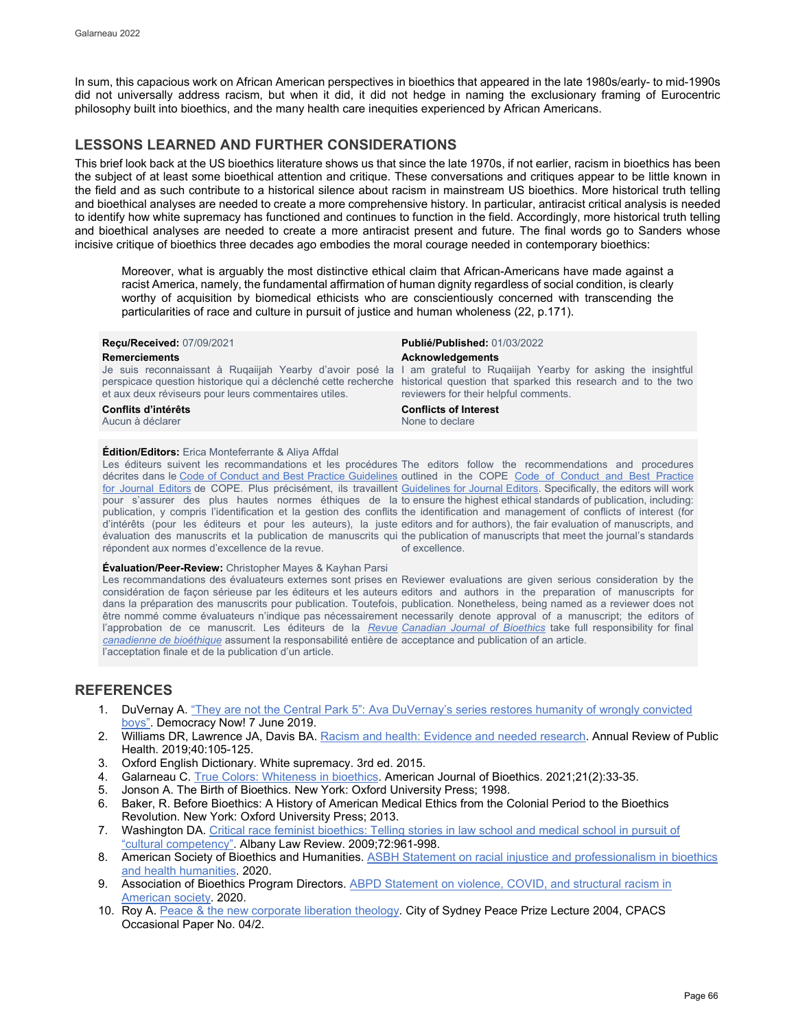In sum, this capacious work on African American perspectives in bioethics that appeared in the late 1980s/early- to mid-1990s did not universally address racism, but when it did, it did not hedge in naming the exclusionary framing of Eurocentric philosophy built into bioethics, and the many health care inequities experienced by African Americans.

## LESSONS LEARNED AND FURTHER CONSIDERATIONS

This brief look back at the US bioethics literature shows us that since the late 1970s, if not earlier, racism in bioethics has been the subject of at least some bioethical attention and critique. These conversations and critiques appear to be little known in the field and as such contribute to a historical silence about racism in mainstream US bioethics. More historical truth telling and bioethical analyses are needed to create a more comprehensive history. In particular, antiracist critical analysis is needed to identify how white supremacy has functioned and continues to function in the field. Accordingly, more historical truth telling and bioethical analyses are needed to create a more antiracist present and future. The final words go to Sanders whose incisive critique of bioethics three decades ago embodies the moral courage needed in contemporary bioethics:

> Moreover, what is arguably the most distinctive ethical claim that African-Americans have made against a racist America, namely, the fundamental affirmation of human dignity regardless of social condition, is clearly worthy of acquisition by biomedical ethicists who are conscientiously concerned with transcending the particularities of race and culture in pursuit of justice and human wholeness (22, p.171).

**Reçu/Received:** 07/09/2021

**Publié/Published:** 01/03/2022

**Remerciements**

Je suis reconnaissant à Ruqaiijah Yearby d'avoir posé la perspicace question historique qui a déclenché cette recherche et aux deux réviseurs pour leurs commentaires utiles.

**Acknowledgements**

I am grateful to Ruqaiijah Yearby for asking the insightful historical question that sparked this research and to the two reviewers for their helpful comments.

**Conflits d'intérêts**

Aucun à déclarer

**Conflicts of Interest**

None to declare

**Édition/Editors:** Erica Monteferrante & Aliya Affdal

Les éditeurs suivent les recommandations et les procédures décrites dans le Code of Conduct and Best Practice Guidelines for Journal Editors de COPE. Plus précisément, ils travaillent pour s'assurer des plus hautes normes éthiques de la publication, y compris l'identification et la gestion des conflits d'intérêts (pour les éditeurs et pour les auteurs), la juste évaluation des manuscrits et la publication de manuscrits qui répondent aux normes d'excellence de la revue.

The editors follow the recommendations and procedures outlined in the COPE Code of Conduct and Best Practice Guidelines for Journal Editors. Specifically, the editors will work to ensure the highest ethical standards of publication, including: the identification and management of conflicts of interest (for editors and for authors), the fair evaluation of manuscripts, and the publication of manuscripts that meet the journal's standards of excellence.

**Évaluation/Peer-Review:** Christopher Mayes & Kayhan Parsi

Les recommandations des évaluateurs externes sont prises en considération de façon sérieuse par les éditeurs et les auteurs dans la préparation des manuscrits pour publication. Toutefois, être nommé comme évaluateurs n'indique pas nécessairement l'approbation de ce manuscrit. Les éditeurs de la *Revue canadienne de bioéthique* assument la responsabilité entière de l'acceptation finale et de la publication d'un article.

Reviewer evaluations are given serious consideration by the editors and authors in the preparation of manuscripts for publication. Nonetheless, being named as a reviewer does not necessarily denote approval of a manuscript; the editors of *Canadian Journal of Bioethics* take full responsibility for final acceptance and publication of an article.

## REFERENCES

1. DuVernay A. "They are not the Central Park 5": Ava DuVernay's series restores humanity of wrongly convicted boys". Democracy Now! 7 June 2019.
2. Williams DR, Lawrence JA, Davis BA. Racism and health: Evidence and needed research. Annual Review of Public Health. 2019;40:105-125.
3. Oxford English Dictionary. White supremacy. 3rd ed. 2015.
4. Galarneau C. True Colors: Whiteness in bioethics. American Journal of Bioethics. 2021;21(2):33-35.
5. Jonson A. The Birth of Bioethics. New York: Oxford University Press; 1998.
6. Baker, R. Before Bioethics: A History of American Medical Ethics from the Colonial Period to the Bioethics Revolution. New York: Oxford University Press; 2013.
7. Washington DA. Critical race feminist bioethics: Telling stories in law school and medical school in pursuit of "cultural competency". Albany Law Review. 2009;72:961-998.
8. American Society of Bioethics and Humanities. ASBH Statement on racial injustice and professionalism in bioethics and health humanities. 2020.
9. Association of Bioethics Program Directors. ABPD Statement on violence, COVID, and structural racism in American society. 2020.
10. Roy A. Peace & the new corporate liberation theology. City of Sydney Peace Prize Lecture 2004, CPACS Occasional Paper No. 04/2.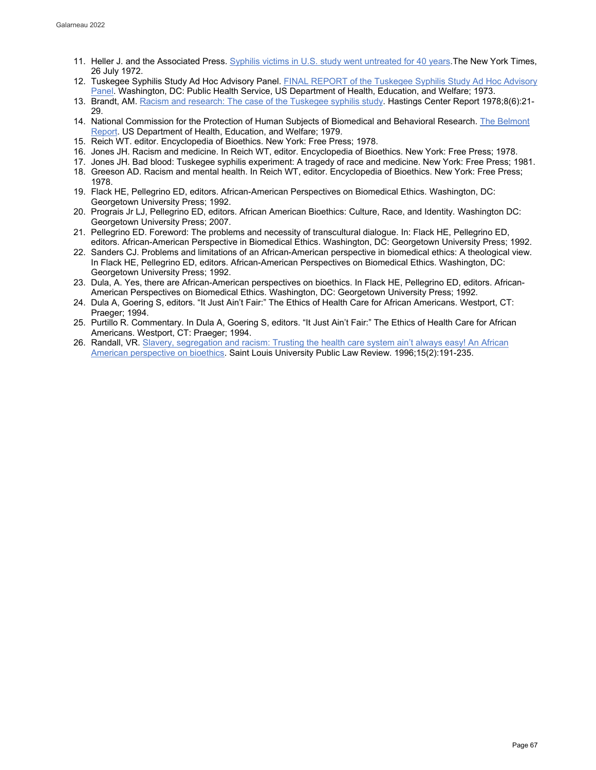11. Heller J. and the Associated Press. Syphilis victims in U.S. study went untreated for 40 years.The New York Times, 26 July 1972.
12. Tuskegee Syphilis Study Ad Hoc Advisory Panel. FINAL REPORT of the Tuskegee Syphilis Study Ad Hoc Advisory Panel. Washington, DC: Public Health Service, US Department of Health, Education, and Welfare; 1973.
13. Brandt, AM. Racism and research: The case of the Tuskegee syphilis study. Hastings Center Report 1978;8(6):21-29.
14. National Commission for the Protection of Human Subjects of Biomedical and Behavioral Research. The Belmont Report. US Department of Health, Education, and Welfare; 1979.
15. Reich WT. editor. Encyclopedia of Bioethics. New York: Free Press; 1978.
16. Jones JH. Racism and medicine. In Reich WT, editor. Encyclopedia of Bioethics. New York: Free Press; 1978.
17. Jones JH. Bad blood: Tuskegee syphilis experiment: A tragedy of race and medicine. New York: Free Press; 1981.
18. Greeson AD. Racism and mental health. In Reich WT, editor. Encyclopedia of Bioethics. New York: Free Press; 1978.
19. Flack HE, Pellegrino ED, editors. African-American Perspectives on Biomedical Ethics. Washington, DC: Georgetown University Press; 1992.
20. Prograis Jr LJ, Pellegrino ED, editors. African American Bioethics: Culture, Race, and Identity. Washington DC: Georgetown University Press; 2007.
21. Pellegrino ED. Foreword: The problems and necessity of transcultural dialogue. In: Flack HE, Pellegrino ED, editors. African-American Perspective in Biomedical Ethics. Washington, DC: Georgetown University Press; 1992.
22. Sanders CJ. Problems and limitations of an African-American perspective in biomedical ethics: A theological view. In Flack HE, Pellegrino ED, editors. African-American Perspectives on Biomedical Ethics. Washington, DC: Georgetown University Press; 1992.
23. Dula, A. Yes, there are African-American perspectives on bioethics. In Flack HE, Pellegrino ED, editors. African-American Perspectives on Biomedical Ethics. Washington, DC: Georgetown University Press; 1992.
24. Dula A, Goering S, editors. "It Just Ain't Fair:" The Ethics of Health Care for African Americans. Westport, CT: Praeger; 1994.
25. Purtillo R. Commentary. In Dula A, Goering S, editors. "It Just Ain't Fair:" The Ethics of Health Care for African Americans. Westport, CT: Praeger; 1994.
26. Randall, VR. Slavery, segregation and racism: Trusting the health care system ain't always easy! An African American perspective on bioethics. Saint Louis University Public Law Review. 1996;15(2):191-235.